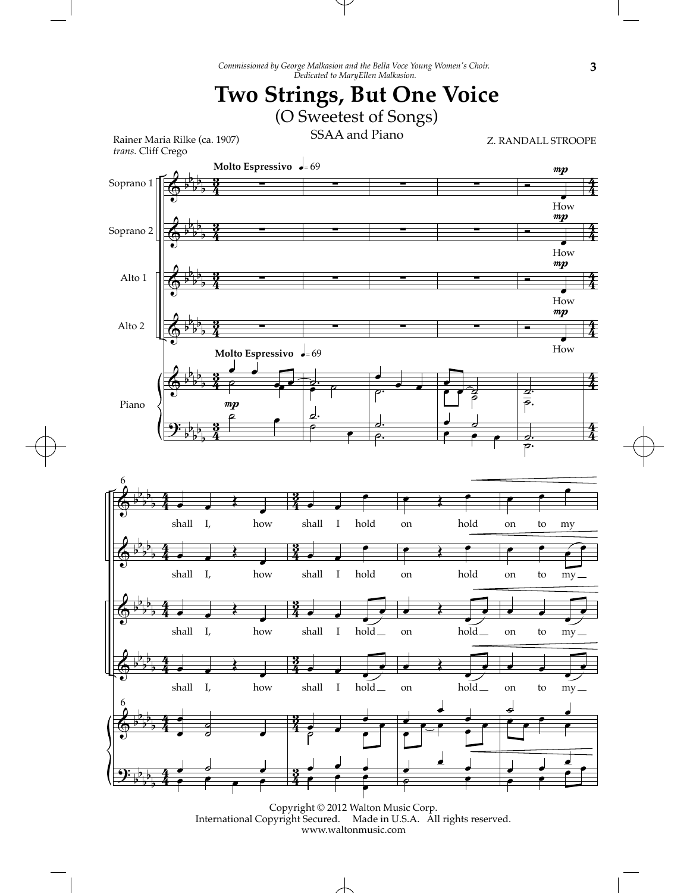*Commissioned by George Malkasion and the Bella Voce Young Women's Choir.*
*Dedicated to MaryEllen Malkasion.*

# Two Strings, But One Voice

## (O Sweetest of Songs)

SSAA and Piano

Rainer Maria Rilke (ca. 1907)
*trans.* Cliff Crego

Z. RANDALL STROOPE

Copyright © 2012 Walton Music Corp.
International Copyright Secured. Made in U.S.A. All rights reserved.
www.waltonmusic.com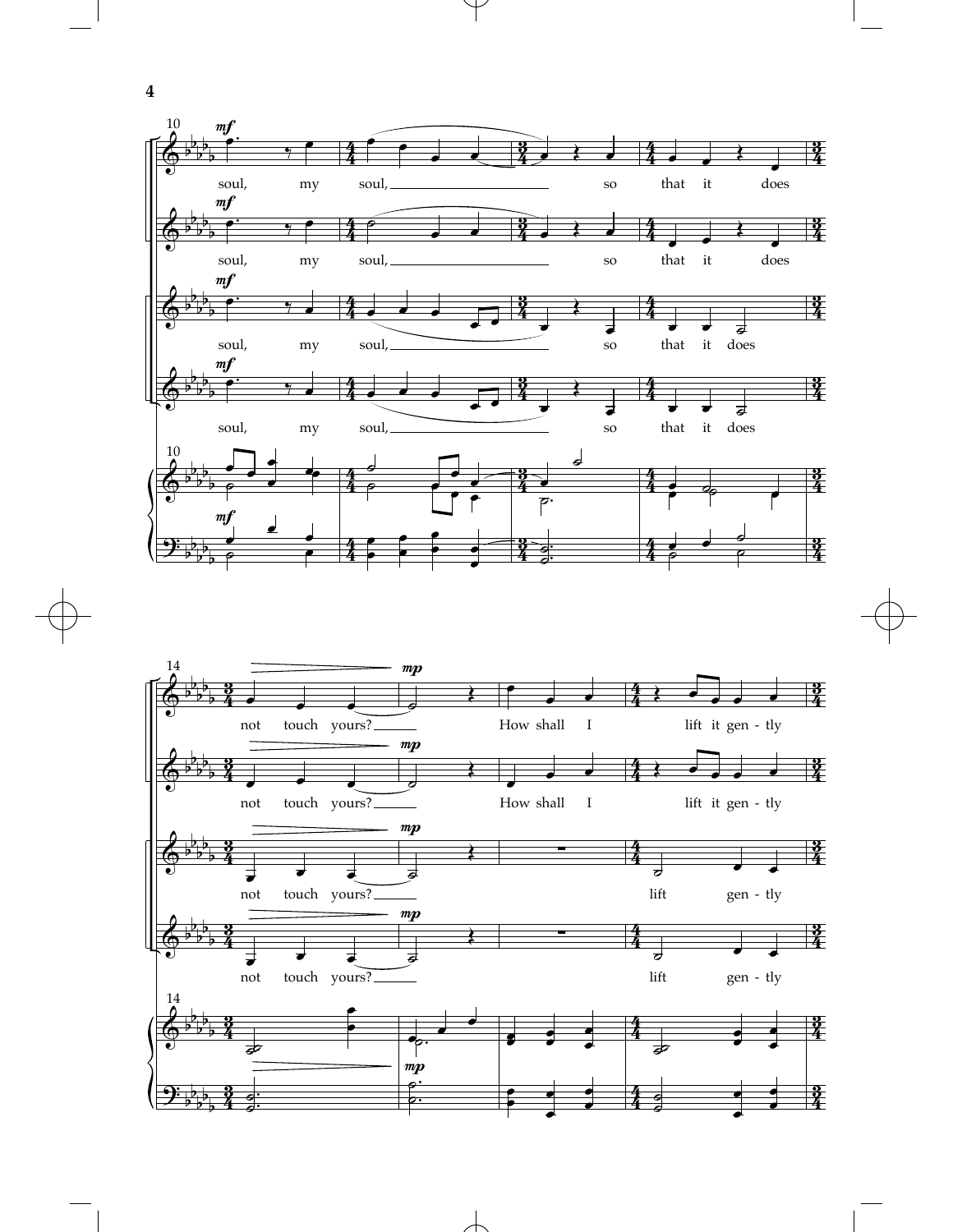soul, my soul, so that it does

not touch yours? How shall I lift it gen - tly

lift gen - tly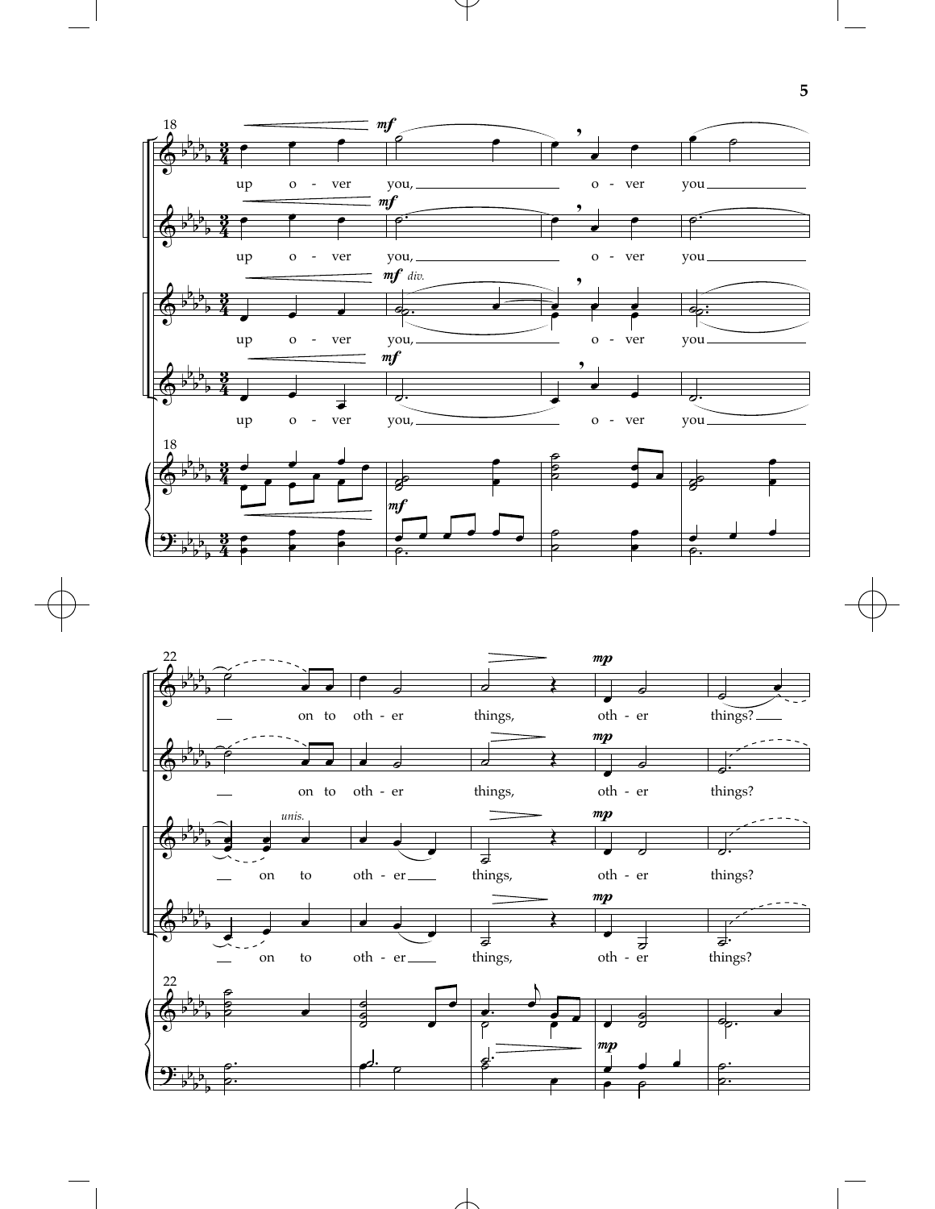18

up o - ver you, o - ver you

on to oth - er things, oth - er things?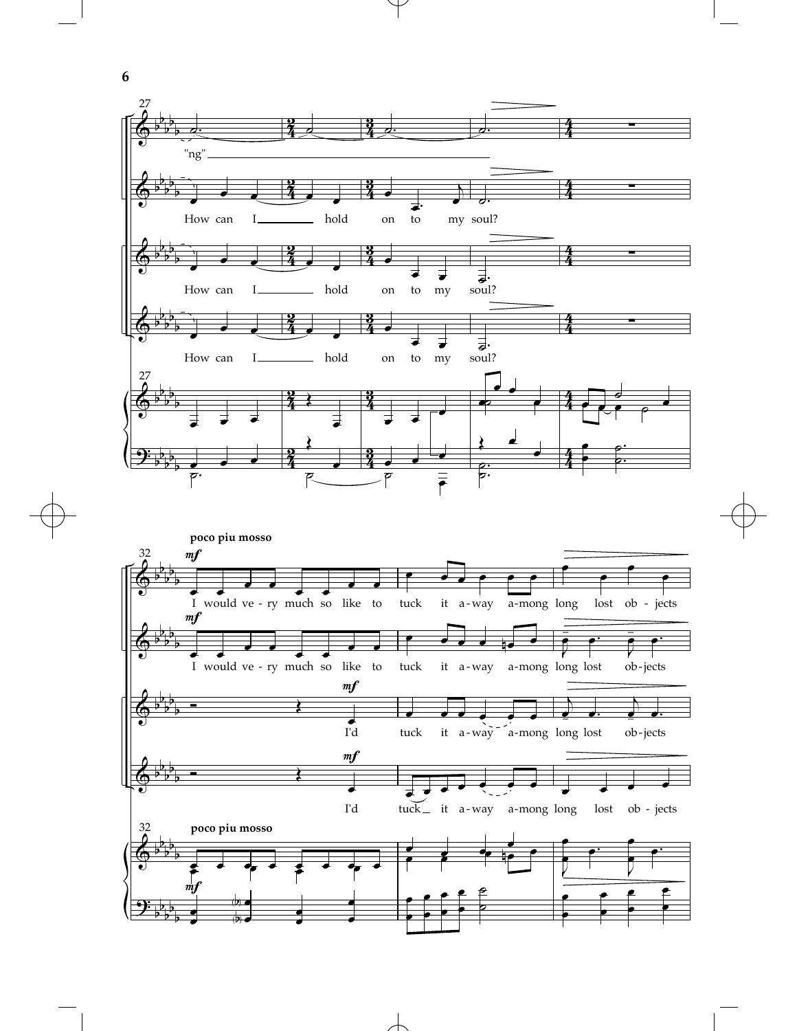27

"ng"

How can I hold on to my soul?

How can I hold on to my soul?

How can I hold on to my soul?

**poco piu mosso**

*mf*

I would ve - ry much so like to tuck it a - way a - mong long lost ob - jects

*mf*

I would ve - ry much so like to tuck it a - way a - mong long lost ob - jects

*mf*

I'd tuck it a - way a - mong long lost ob - jects

*mf*

I'd tuck it a - way a - mong long lost ob - jects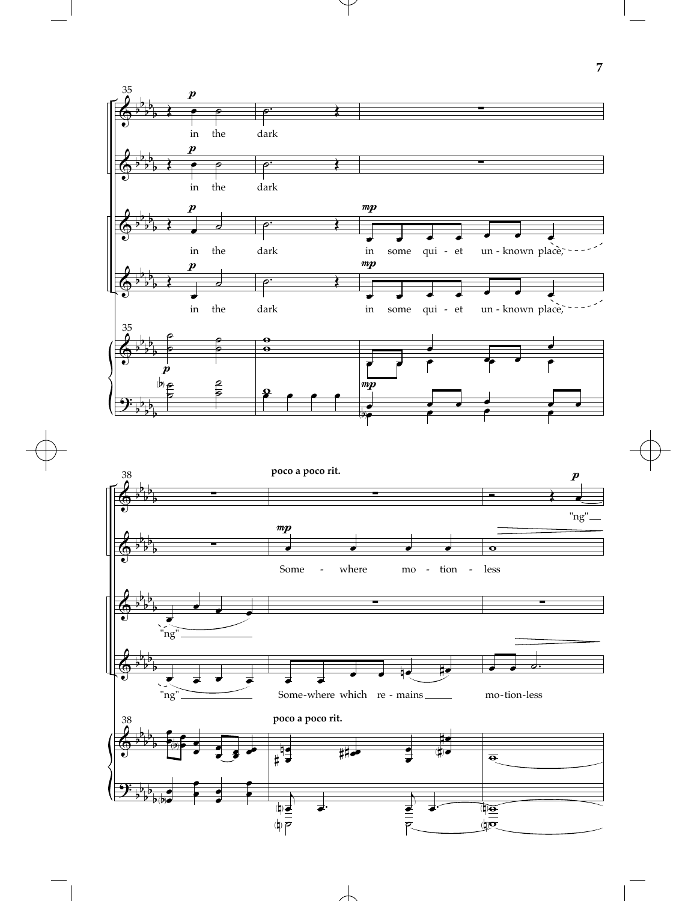in the dark

in the dark

in the dark in some qui - et un - known place,

in the dark in some qui - et un - known place,

**poco a poco rit.**

"ng"

Some - where mo - tion - less

"ng"

"ng" Some-where which re - mains mo-tion-less

**poco a poco rit.**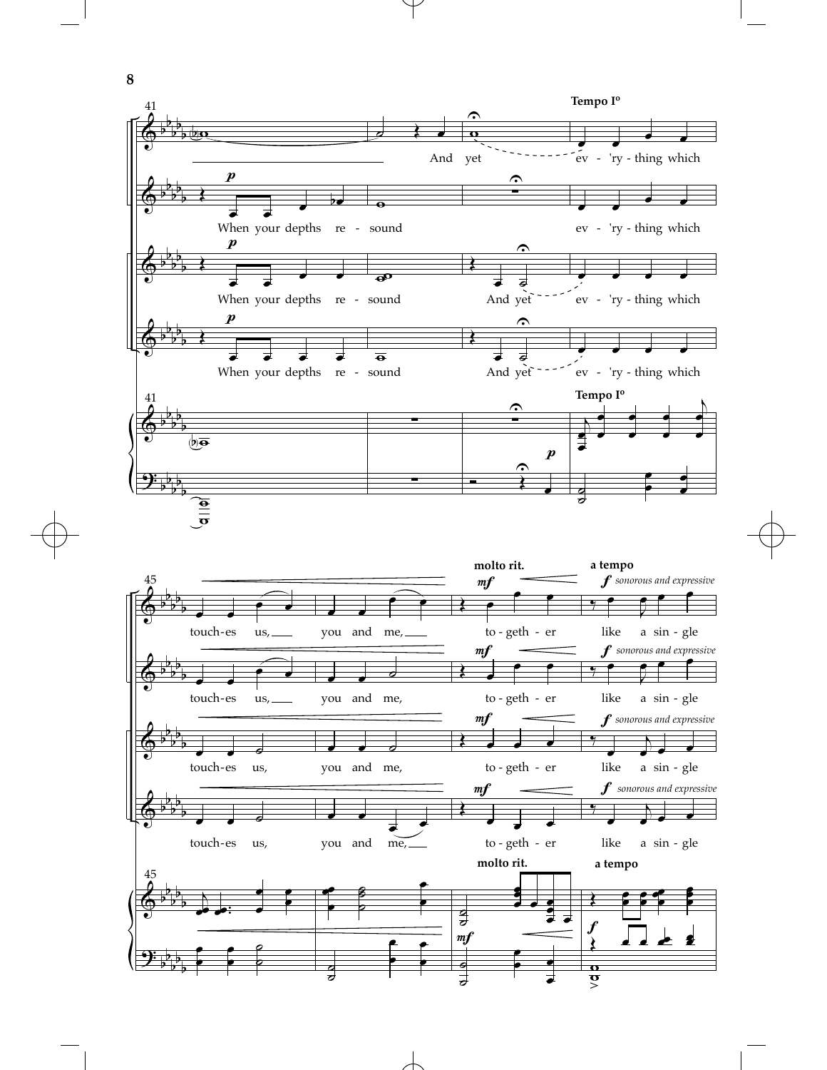41

**Tempo I°**

And yet ev - 'ry - thing which

When your depths re - sound ev - 'ry - thing which

When your depths re - sound And yet ev - 'ry - thing which

When your depths re - sound And yet ev - 'ry - thing which

45

**molto rit.** **a tempo**

*mf* *f sonorous and expressive*

touch-es us, you and me, to - geth - er like a sin - gle

touch-es us, you and me, to - geth - er like a sin - gle

touch-es us, you and me, to - geth - er like a sin - gle

touch-es us, you and me, to - geth - er like a sin - gle